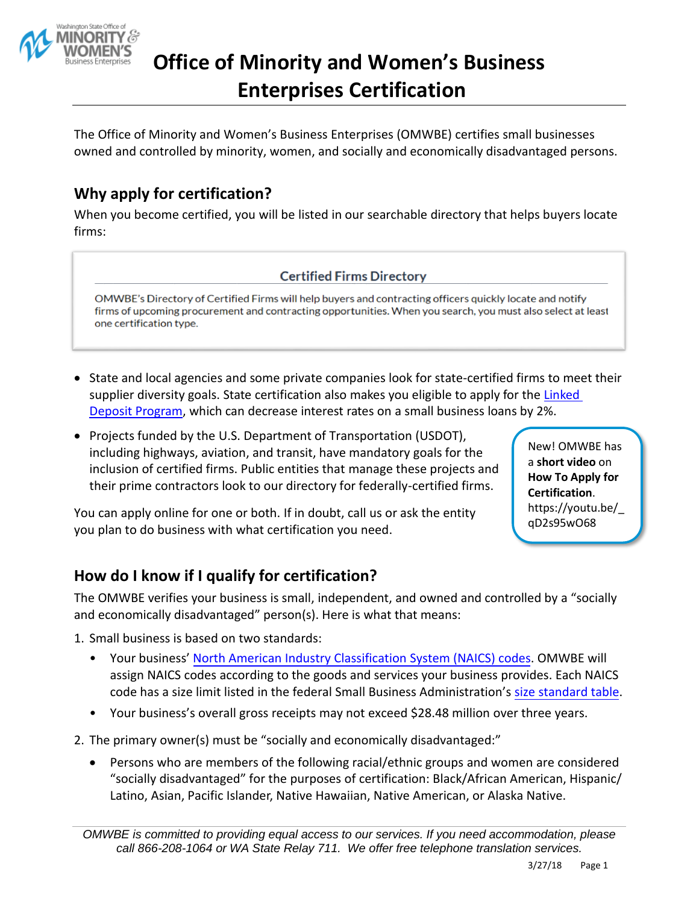# Office of Minority and Women's Business Enterprises Certification

The Office of Minority and Women's Business Enterprises (OMWBE) certifies small businesses owned and controlled by minority, women, and socially and economically disadvantaged persons.

## Why apply for certification?

When you become certified, you will be listed in our searchable directory that helps buyers locate firms:

> **Certified Firms Directory**
>
> OMWBE's Directory of Certified Firms will help buyers and contracting officers quickly locate and notify firms of upcoming procurement and contracting opportunities. When you search, you must also select at least one certification type.

- State and local agencies and some private companies look for state-certified firms to meet their supplier diversity goals. State certification also makes you eligible to apply for the Linked Deposit Program, which can decrease interest rates on a small business loans by 2%.
- Projects funded by the U.S. Department of Transportation (USDOT), including highways, aviation, and transit, have mandatory goals for the inclusion of certified firms. Public entities that manage these projects and their prime contractors look to our directory for federally-certified firms.

You can apply online for one or both. If in doubt, call us or ask the entity you plan to do business with what certification you need.

> New! OMWBE has a **short video** on **How To Apply for Certification**. https://youtu.be/_qD2s95wO68

## How do I know if I qualify for certification?

The OMWBE verifies your business is small, independent, and owned and controlled by a "socially and economically disadvantaged" person(s). Here is what that means:

1. Small business is based on two standards:
   - Your business' North American Industry Classification System (NAICS) codes. OMWBE will assign NAICS codes according to the goods and services your business provides. Each NAICS code has a size limit listed in the federal Small Business Administration's size standard table.
   - Your business's overall gross receipts may not exceed $28.48 million over three years.
2. The primary owner(s) must be "socially and economically disadvantaged:"
   - Persons who are members of the following racial/ethnic groups and women are considered "socially disadvantaged" for the purposes of certification: Black/African American, Hispanic/Latino, Asian, Pacific Islander, Native Hawaiian, Native American, or Alaska Native.

*OMWBE is committed to providing equal access to our services. If you need accommodation, please call 866-208-1064 or WA State Relay 711. We offer free telephone translation services.*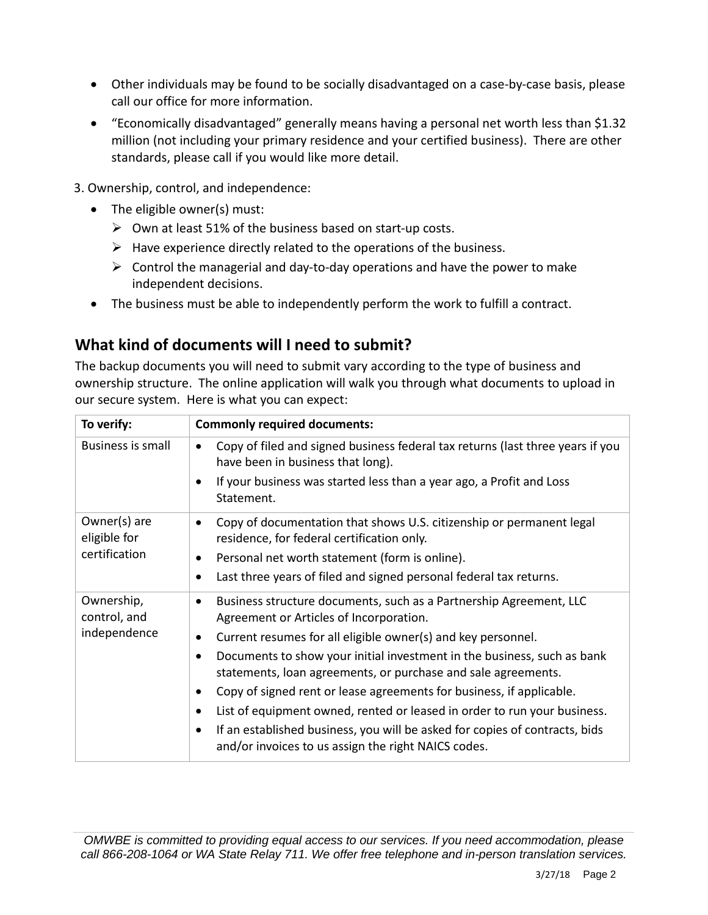- Other individuals may be found to be socially disadvantaged on a case-by-case basis, please call our office for more information.
- "Economically disadvantaged" generally means having a personal net worth less than $1.32 million (not including your primary residence and your certified business). There are other standards, please call if you would like more detail.

3. Ownership, control, and independence:
   - The eligible owner(s) must:
     - Own at least 51% of the business based on start-up costs.
     - Have experience directly related to the operations of the business.
     - Control the managerial and day-to-day operations and have the power to make independent decisions.
   - The business must be able to independently perform the work to fulfill a contract.

## What kind of documents will I need to submit?

The backup documents you will need to submit vary according to the type of business and ownership structure. The online application will walk you through what documents to upload in our secure system. Here is what you can expect:

| To verify: | Commonly required documents: |
|---|---|
| Business is small | • Copy of filed and signed business federal tax returns (last three years if you have been in business that long).<br>• If your business was started less than a year ago, a Profit and Loss Statement. |
| Owner(s) are eligible for certification | • Copy of documentation that shows U.S. citizenship or permanent legal residence, for federal certification only.<br>• Personal net worth statement (form is online).<br>• Last three years of filed and signed personal federal tax returns. |
| Ownership, control, and independence | • Business structure documents, such as a Partnership Agreement, LLC Agreement or Articles of Incorporation.<br>• Current resumes for all eligible owner(s) and key personnel.<br>• Documents to show your initial investment in the business, such as bank statements, loan agreements, or purchase and sale agreements.<br>• Copy of signed rent or lease agreements for business, if applicable.<br>• List of equipment owned, rented or leased in order to run your business.<br>• If an established business, you will be asked for copies of contracts, bids and/or invoices to us assign the right NAICS codes. |

*OMWBE is committed to providing equal access to our services. If you need accommodation, please call 866-208-1064 or WA State Relay 711. We offer free telephone and in-person translation services.*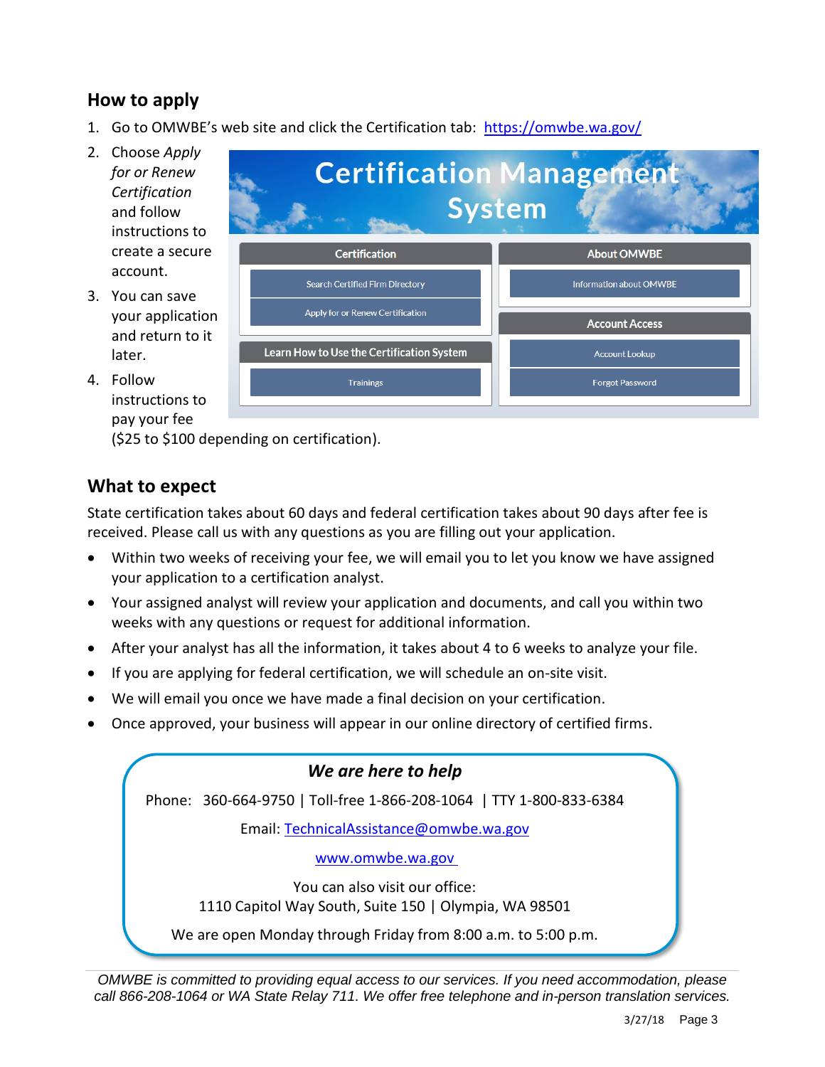## How to apply

1. Go to OMWBE's web site and click the Certification tab: [https://omwbe.wa.gov/](https://omwbe.wa.gov/)
2. Choose *Apply for or Renew Certification* and follow instructions to create a secure account.
3. You can save your application and return to it later.
4. Follow instructions to pay your fee ($25 to $100 depending on certification).

Certification Management System

Certification

Search Certified Firm Directory

Apply for or Renew Certification

Learn How to Use the Certification System

Trainings

About OMWBE

Information about OMWBE

Account Access

Account Lookup

Forgot Password

## What to expect

State certification takes about 60 days and federal certification takes about 90 days after fee is received. Please call us with any questions as you are filling out your application.

- Within two weeks of receiving your fee, we will email you to let you know we have assigned your application to a certification analyst.
- Your assigned analyst will review your application and documents, and call you within two weeks with any questions or request for additional information.
- After your analyst has all the information, it takes about 4 to 6 weeks to analyze your file.
- If you are applying for federal certification, we will schedule an on-site visit.
- We will email you once we have made a final decision on your certification.
- Once approved, your business will appear in our online directory of certified firms.

***We are here to help***

Phone: 360-664-9750 | Toll-free 1-866-208-1064 | TTY 1-800-833-6384

Email: [TechnicalAssistance@omwbe.wa.gov](mailto:TechnicalAssistance@omwbe.wa.gov)

[www.omwbe.wa.gov](http://www.omwbe.wa.gov)

You can also visit our office:
1110 Capitol Way South, Suite 150 | Olympia, WA 98501

We are open Monday through Friday from 8:00 a.m. to 5:00 p.m.

*OMWBE is committed to providing equal access to our services. If you need accommodation, please call 866-208-1064 or WA State Relay 711. We offer free telephone and in-person translation services.*

3/27/18